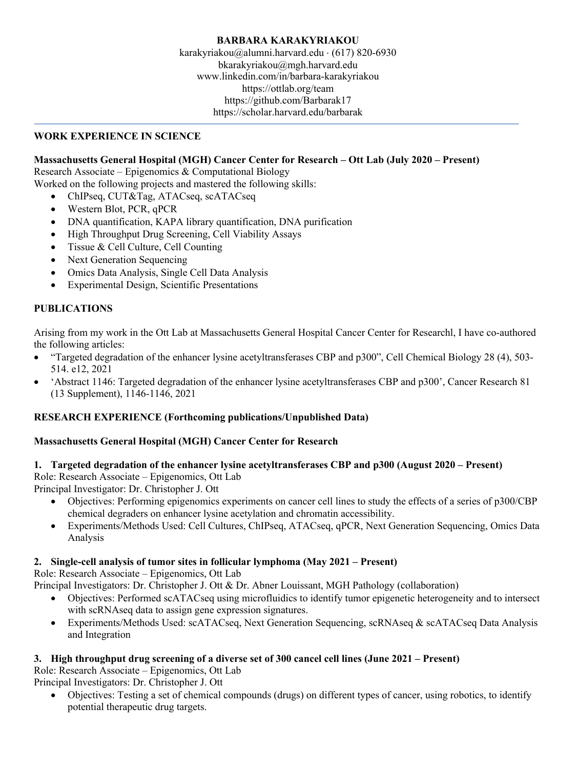# BARBARA KARAKYRIAKOU

karakyriakou@alumni.harvard.edu · (617) 820-6930
bkarakyriakou@mgh.harvard.edu
www.linkedin.com/in/barbara-karakyriakou
https://ottlab.org/team
https://github.com/Barbarak17
https://scholar.harvard.edu/barbarak

---

## WORK EXPERIENCE IN SCIENCE

**Massachusetts General Hospital (MGH) Cancer Center for Research – Ott Lab (July 2020 – Present)**
Research Associate – Epigenomics & Computational Biology
Worked on the following projects and mastered the following skills:

- ChIPseq, CUT&Tag, ATACseq, scATACseq
- Western Blot, PCR, qPCR
- DNA quantification, KAPA library quantification, DNA purification
- High Throughput Drug Screening, Cell Viability Assays
- Tissue & Cell Culture, Cell Counting
- Next Generation Sequencing
- Omics Data Analysis, Single Cell Data Analysis
- Experimental Design, Scientific Presentations

## PUBLICATIONS

Arising from my work in the Ott Lab at Massachusetts General Hospital Cancer Center for Researchl, I have co-authored the following articles:

- "Targeted degradation of the enhancer lysine acetyltransferases CBP and p300", Cell Chemical Biology 28 (4), 503-514. e12, 2021
- 'Abstract 1146: Targeted degradation of the enhancer lysine acetyltransferases CBP and p300', Cancer Research 81 (13 Supplement), 1146-1146, 2021

## RESEARCH EXPERIENCE (Forthcoming publications/Unpublished Data)

**Massachusetts General Hospital (MGH) Cancer Center for Research**

**1. Targeted degradation of the enhancer lysine acetyltransferases CBP and p300 (August 2020 – Present)**
Role: Research Associate – Epigenomics, Ott Lab
Principal Investigator: Dr. Christopher J. Ott

- Objectives: Performing epigenomics experiments on cancer cell lines to study the effects of a series of p300/CBP chemical degraders on enhancer lysine acetylation and chromatin accessibility.
- Experiments/Methods Used: Cell Cultures, ChIPseq, ATACseq, qPCR, Next Generation Sequencing, Omics Data Analysis

**2. Single-cell analysis of tumor sites in follicular lymphoma (May 2021 – Present)**
Role: Research Associate – Epigenomics, Ott Lab
Principal Investigators: Dr. Christopher J. Ott & Dr. Abner Louissant, MGH Pathology (collaboration)

- Objectives: Performed scATACseq using microfluidics to identify tumor epigenetic heterogeneity and to intersect with scRNAseq data to assign gene expression signatures.
- Experiments/Methods Used: scATACseq, Next Generation Sequencing, scRNAseq & scATACseq Data Analysis and Integration

**3. High throughput drug screening of a diverse set of 300 cancel cell lines (June 2021 – Present)**
Role: Research Associate – Epigenomics, Ott Lab
Principal Investigators: Dr. Christopher J. Ott

- Objectives: Testing a set of chemical compounds (drugs) on different types of cancer, using robotics, to identify potential therapeutic drug targets.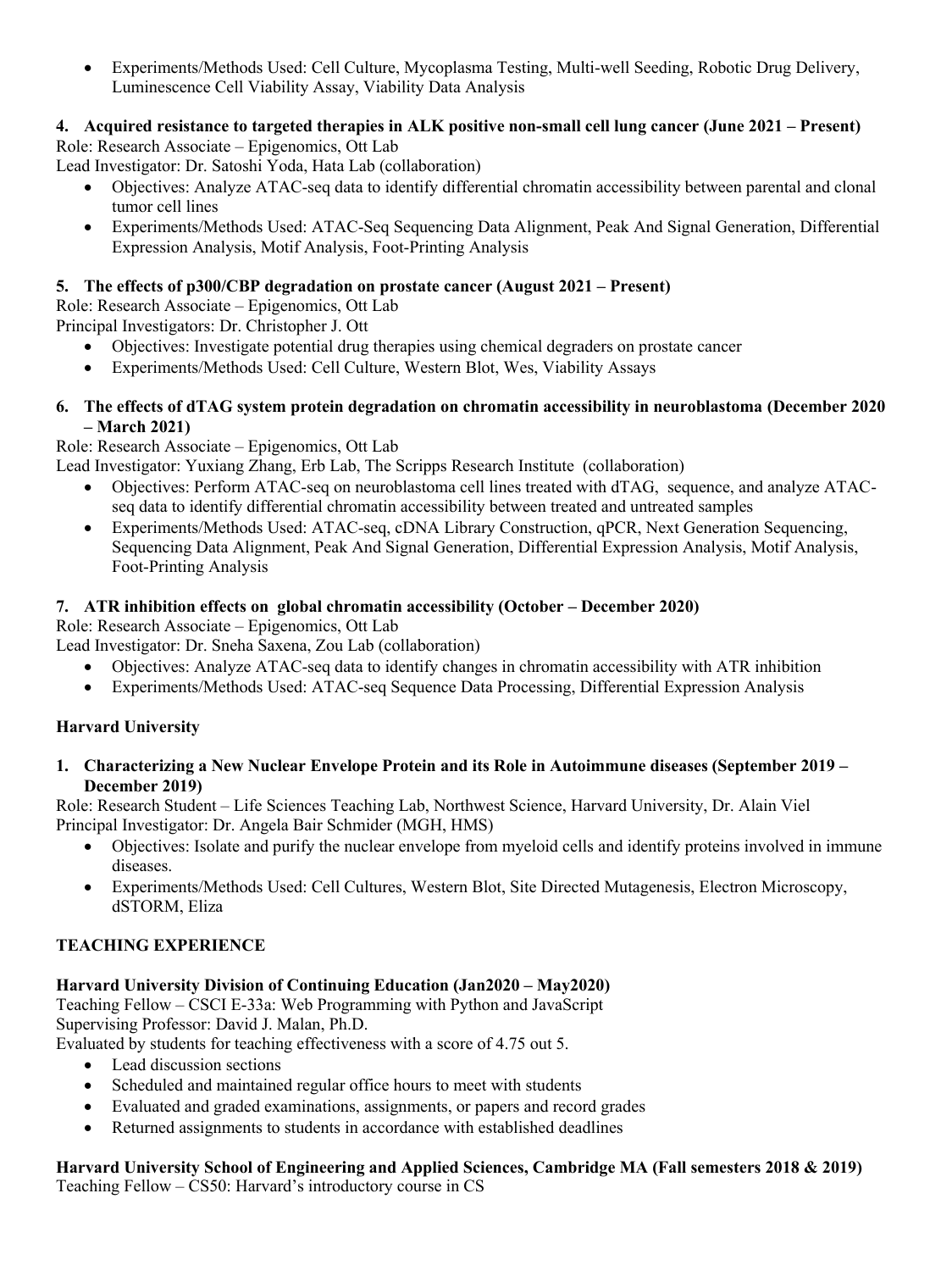- Experiments/Methods Used: Cell Culture, Mycoplasma Testing, Multi-well Seeding, Robotic Drug Delivery, Luminescence Cell Viability Assay, Viability Data Analysis

**4. Acquired resistance to targeted therapies in ALK positive non-small cell lung cancer (June 2021 – Present)**

Role: Research Associate – Epigenomics, Ott Lab

Lead Investigator: Dr. Satoshi Yoda, Hata Lab (collaboration)

- Objectives: Analyze ATAC-seq data to identify differential chromatin accessibility between parental and clonal tumor cell lines
- Experiments/Methods Used: ATAC-Seq Sequencing Data Alignment, Peak And Signal Generation, Differential Expression Analysis, Motif Analysis, Foot-Printing Analysis

**5. The effects of p300/CBP degradation on prostate cancer (August 2021 – Present)**

Role: Research Associate – Epigenomics, Ott Lab

Principal Investigators: Dr. Christopher J. Ott

- Objectives: Investigate potential drug therapies using chemical degraders on prostate cancer
- Experiments/Methods Used: Cell Culture, Western Blot, Wes, Viability Assays

**6. The effects of dTAG system protein degradation on chromatin accessibility in neuroblastoma (December 2020 – March 2021)**

Role: Research Associate – Epigenomics, Ott Lab

Lead Investigator: Yuxiang Zhang, Erb Lab, The Scripps Research Institute (collaboration)

- Objectives: Perform ATAC-seq on neuroblastoma cell lines treated with dTAG, sequence, and analyze ATAC-seq data to identify differential chromatin accessibility between treated and untreated samples
- Experiments/Methods Used: ATAC-seq, cDNA Library Construction, qPCR, Next Generation Sequencing, Sequencing Data Alignment, Peak And Signal Generation, Differential Expression Analysis, Motif Analysis, Foot-Printing Analysis

**7. ATR inhibition effects on global chromatin accessibility (October – December 2020)**

Role: Research Associate – Epigenomics, Ott Lab

Lead Investigator: Dr. Sneha Saxena, Zou Lab (collaboration)

- Objectives: Analyze ATAC-seq data to identify changes in chromatin accessibility with ATR inhibition
- Experiments/Methods Used: ATAC-seq Sequence Data Processing, Differential Expression Analysis

**Harvard University**

**1. Characterizing a New Nuclear Envelope Protein and its Role in Autoimmune diseases (September 2019 – December 2019)**

Role: Research Student – Life Sciences Teaching Lab, Northwest Science, Harvard University, Dr. Alain Viel

Principal Investigator: Dr. Angela Bair Schmider (MGH, HMS)

- Objectives: Isolate and purify the nuclear envelope from myeloid cells and identify proteins involved in immune diseases.
- Experiments/Methods Used: Cell Cultures, Western Blot, Site Directed Mutagenesis, Electron Microscopy, dSTORM, Eliza

## TEACHING EXPERIENCE

**Harvard University Division of Continuing Education (Jan2020 – May2020)**

Teaching Fellow – CSCI E-33a: Web Programming with Python and JavaScript

Supervising Professor: David J. Malan, Ph.D.

Evaluated by students for teaching effectiveness with a score of 4.75 out 5.

- Lead discussion sections
- Scheduled and maintained regular office hours to meet with students
- Evaluated and graded examinations, assignments, or papers and record grades
- Returned assignments to students in accordance with established deadlines

**Harvard University School of Engineering and Applied Sciences, Cambridge MA (Fall semesters 2018 & 2019)**

Teaching Fellow – CS50: Harvard's introductory course in CS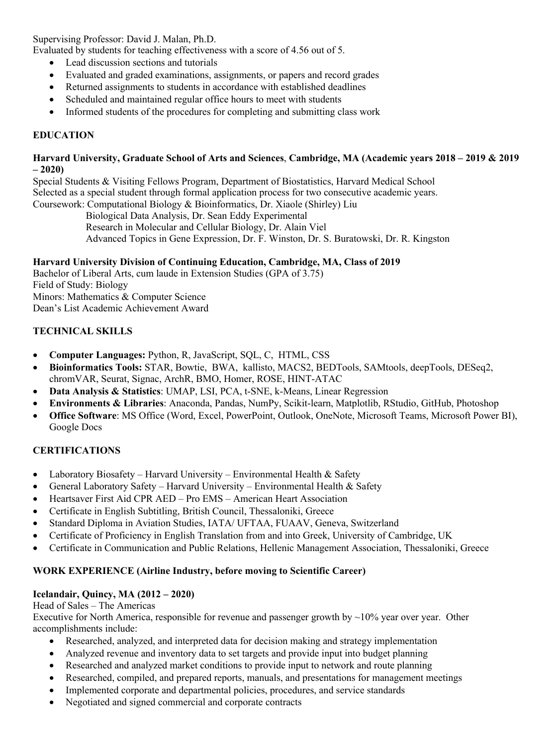Supervising Professor: David J. Malan, Ph.D.
Evaluated by students for teaching effectiveness with a score of 4.56 out of 5.

- Lead discussion sections and tutorials
- Evaluated and graded examinations, assignments, or papers and record grades
- Returned assignments to students in accordance with established deadlines
- Scheduled and maintained regular office hours to meet with students
- Informed students of the procedures for completing and submitting class work

## EDUCATION

**Harvard University, Graduate School of Arts and Sciences**, **Cambridge, MA (Academic years 2018 – 2019 & 2019 – 2020)**
Special Students & Visiting Fellows Program, Department of Biostatistics, Harvard Medical School
Selected as a special student through formal application process for two consecutive academic years.
Coursework: Computational Biology & Bioinformatics, Dr. Xiaole (Shirley) Liu
Biological Data Analysis, Dr. Sean Eddy Experimental
Research in Molecular and Cellular Biology, Dr. Alain Viel
Advanced Topics in Gene Expression, Dr. F. Winston, Dr. S. Buratowski, Dr. R. Kingston

**Harvard University Division of Continuing Education, Cambridge, MA, Class of 2019**
Bachelor of Liberal Arts, cum laude in Extension Studies (GPA of 3.75)
Field of Study: Biology
Minors: Mathematics & Computer Science
Dean's List Academic Achievement Award

## TECHNICAL SKILLS

- **Computer Languages:** Python, R, JavaScript, SQL, C, HTML, CSS
- **Bioinformatics Tools:** STAR, Bowtie, BWA, kallisto, MACS2, BEDTools, SAMtools, deepTools, DESeq2, chromVAR, Seurat, Signac, ArchR, BMO, Homer, ROSE, HINT-ATAC
- **Data Analysis & Statistics**: UMAP, LSI, PCA, t-SNE, k-Means, Linear Regression
- **Environments & Libraries**: Anaconda, Pandas, NumPy, Scikit-learn, Matplotlib, RStudio, GitHub, Photoshop
- **Office Software**: MS Office (Word, Excel, PowerPoint, Outlook, OneNote, Microsoft Teams, Microsoft Power BI), Google Docs

## CERTIFICATIONS

- Laboratory Biosafety – Harvard University – Environmental Health & Safety
- General Laboratory Safety – Harvard University – Environmental Health & Safety
- Heartsaver First Aid CPR AED – Pro EMS – American Heart Association
- Certificate in English Subtitling, British Council, Thessaloniki, Greece
- Standard Diploma in Aviation Studies, IATA/ UFTAA, FUAAV, Geneva, Switzerland
- Certificate of Proficiency in English Translation from and into Greek, University of Cambridge, UK
- Certificate in Communication and Public Relations, Hellenic Management Association, Thessaloniki, Greece

## WORK EXPERIENCE (Airline Industry, before moving to Scientific Career)

**Icelandair, Quincy, MA (2012 – 2020)**
Head of Sales – The Americas
Executive for North America, responsible for revenue and passenger growth by ~10% year over year. Other accomplishments include:

- Researched, analyzed, and interpreted data for decision making and strategy implementation
- Analyzed revenue and inventory data to set targets and provide input into budget planning
- Researched and analyzed market conditions to provide input to network and route planning
- Researched, compiled, and prepared reports, manuals, and presentations for management meetings
- Implemented corporate and departmental policies, procedures, and service standards
- Negotiated and signed commercial and corporate contracts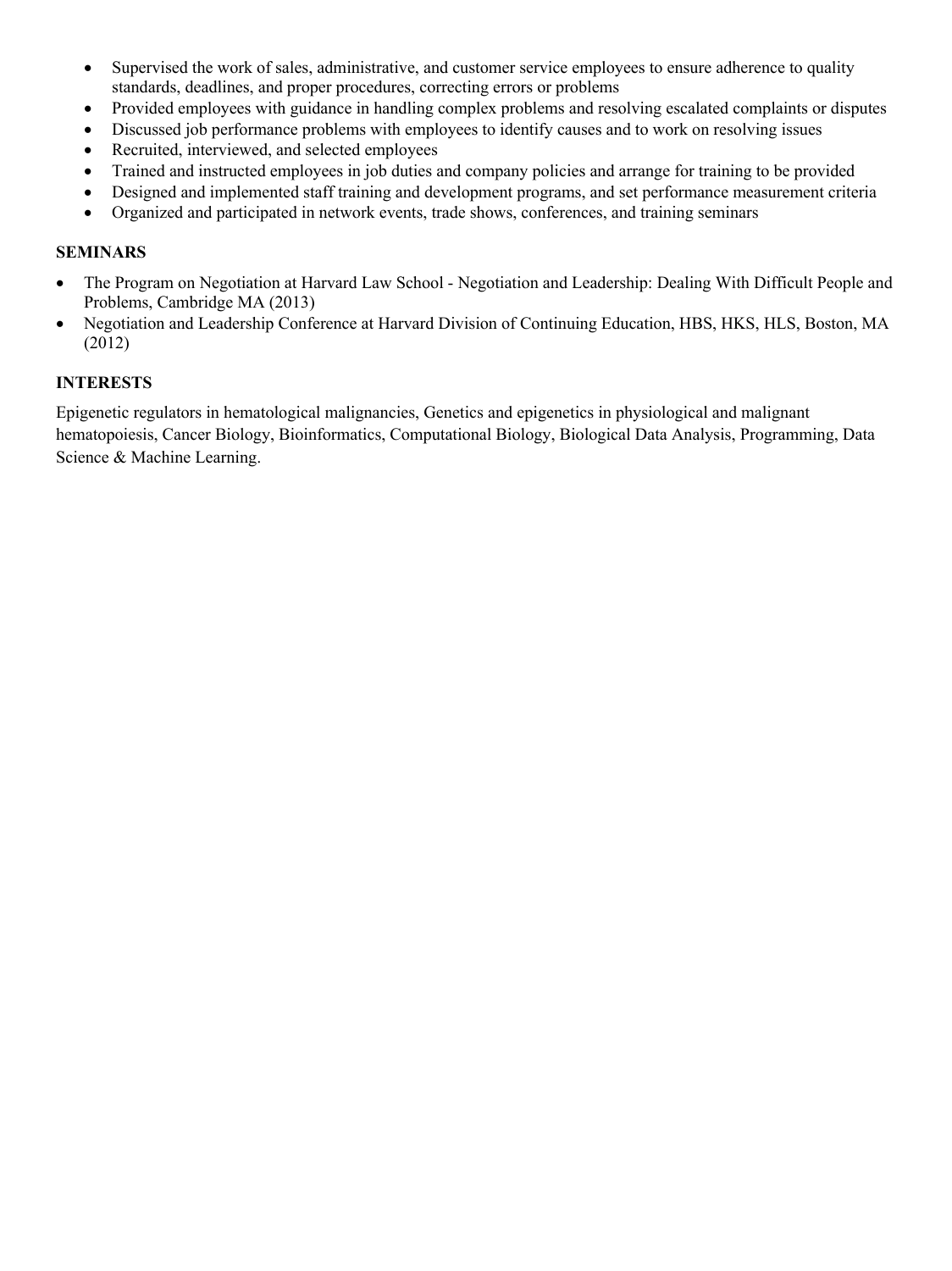- Supervised the work of sales, administrative, and customer service employees to ensure adherence to quality standards, deadlines, and proper procedures, correcting errors or problems
- Provided employees with guidance in handling complex problems and resolving escalated complaints or disputes
- Discussed job performance problems with employees to identify causes and to work on resolving issues
- Recruited, interviewed, and selected employees
- Trained and instructed employees in job duties and company policies and arrange for training to be provided
- Designed and implemented staff training and development programs, and set performance measurement criteria
- Organized and participated in network events, trade shows, conferences, and training seminars

**SEMINARS**

- The Program on Negotiation at Harvard Law School - Negotiation and Leadership: Dealing With Difficult People and Problems, Cambridge MA (2013)
- Negotiation and Leadership Conference at Harvard Division of Continuing Education, HBS, HKS, HLS, Boston, MA (2012)

**INTERESTS**

Epigenetic regulators in hematological malignancies, Genetics and epigenetics in physiological and malignant hematopoiesis, Cancer Biology, Bioinformatics, Computational Biology, Biological Data Analysis, Programming, Data Science & Machine Learning.